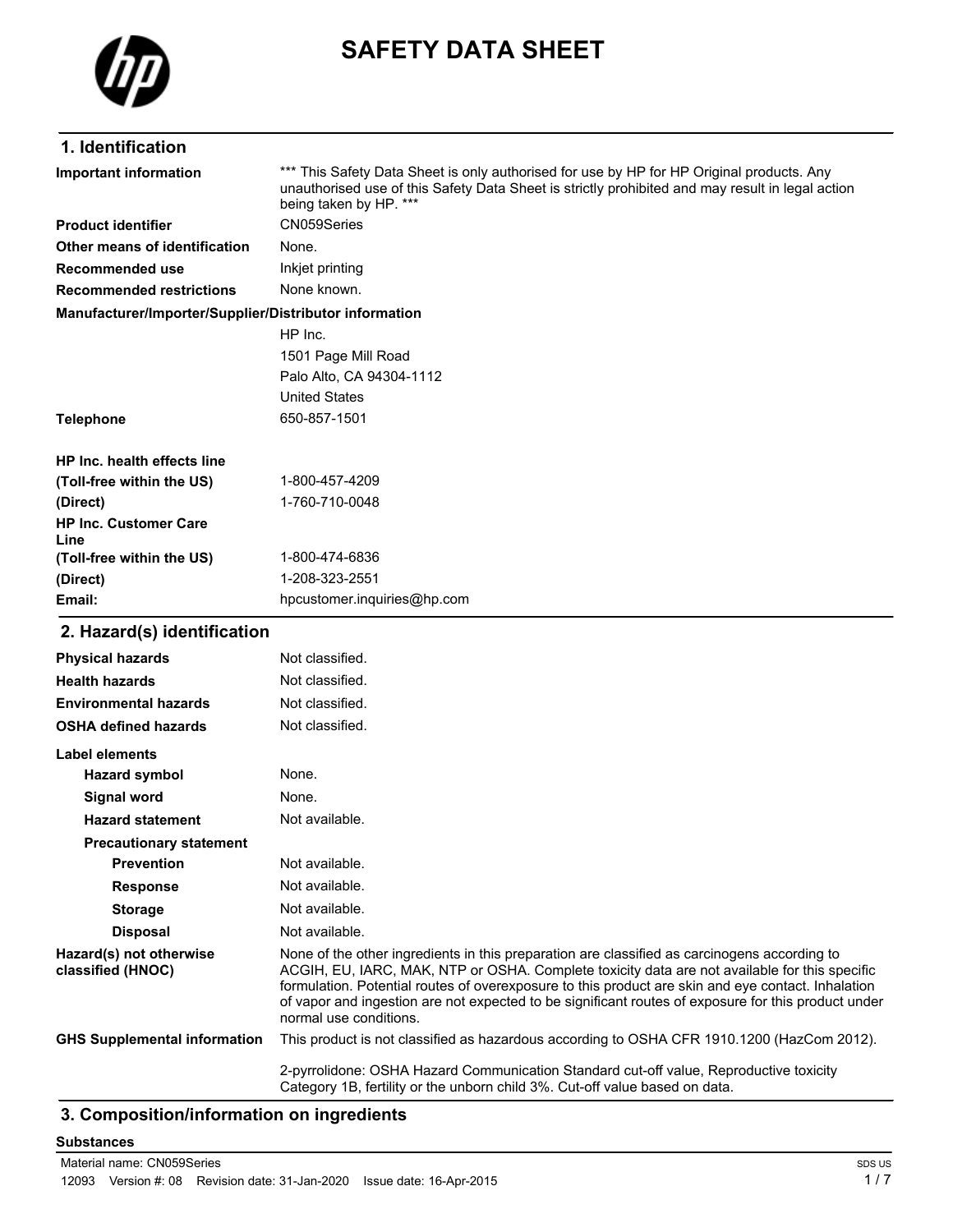# SAFETY DATA SHEET

## 1. Identification

| | |
|---|---|
| **Important information** | *** This Safety Data Sheet is only authorised for use by HP for HP Original products. Any unauthorised use of this Safety Data Sheet is strictly prohibited and may result in legal action being taken by HP. *** |
| **Product identifier** | CN059Series |
| **Other means of identification** | None. |
| **Recommended use** | Inkjet printing |
| **Recommended restrictions** | None known. |

**Manufacturer/Importer/Supplier/Distributor information**

HP Inc.
1501 Page Mill Road
Palo Alto, CA 94304-1112
United States

| | |
|---|---|
| **Telephone** | 650-857-1501 |
| **HP Inc. health effects line** | |
| **(Toll-free within the US)** | 1-800-457-4209 |
| **(Direct)** | 1-760-710-0048 |
| **HP Inc. Customer Care Line** | |
| **(Toll-free within the US)** | 1-800-474-6836 |
| **(Direct)** | 1-208-323-2551 |
| **Email:** | hpcustomer.inquiries@hp.com |

## 2. Hazard(s) identification

| | |
|---|---|
| **Physical hazards** | Not classified. |
| **Health hazards** | Not classified. |
| **Environmental hazards** | Not classified. |
| **OSHA defined hazards** | Not classified. |

**Label elements**

| | |
|---|---|
| **Hazard symbol** | None. |
| **Signal word** | None. |
| **Hazard statement** | Not available. |
| **Precautionary statement** | |
| **Prevention** | Not available. |
| **Response** | Not available. |
| **Storage** | Not available. |
| **Disposal** | Not available. |
| **Hazard(s) not otherwise classified (HNOC)** | None of the other ingredients in this preparation are classified as carcinogens according to ACGIH, EU, IARC, MAK, NTP or OSHA. Complete toxicity data are not available for this specific formulation. Potential routes of overexposure to this product are skin and eye contact. Inhalation of vapor and ingestion are not expected to be significant routes of exposure for this product under normal use conditions. |
| **GHS Supplemental information** | This product is not classified as hazardous according to OSHA CFR 1910.1200 (HazCom 2012).<br><br>2-pyrrolidone: OSHA Hazard Communication Standard cut-off value, Reproductive toxicity Category 1B, fertility or the unborn child 3%. Cut-off value based on data. |

## 3. Composition/information on ingredients

**Substances**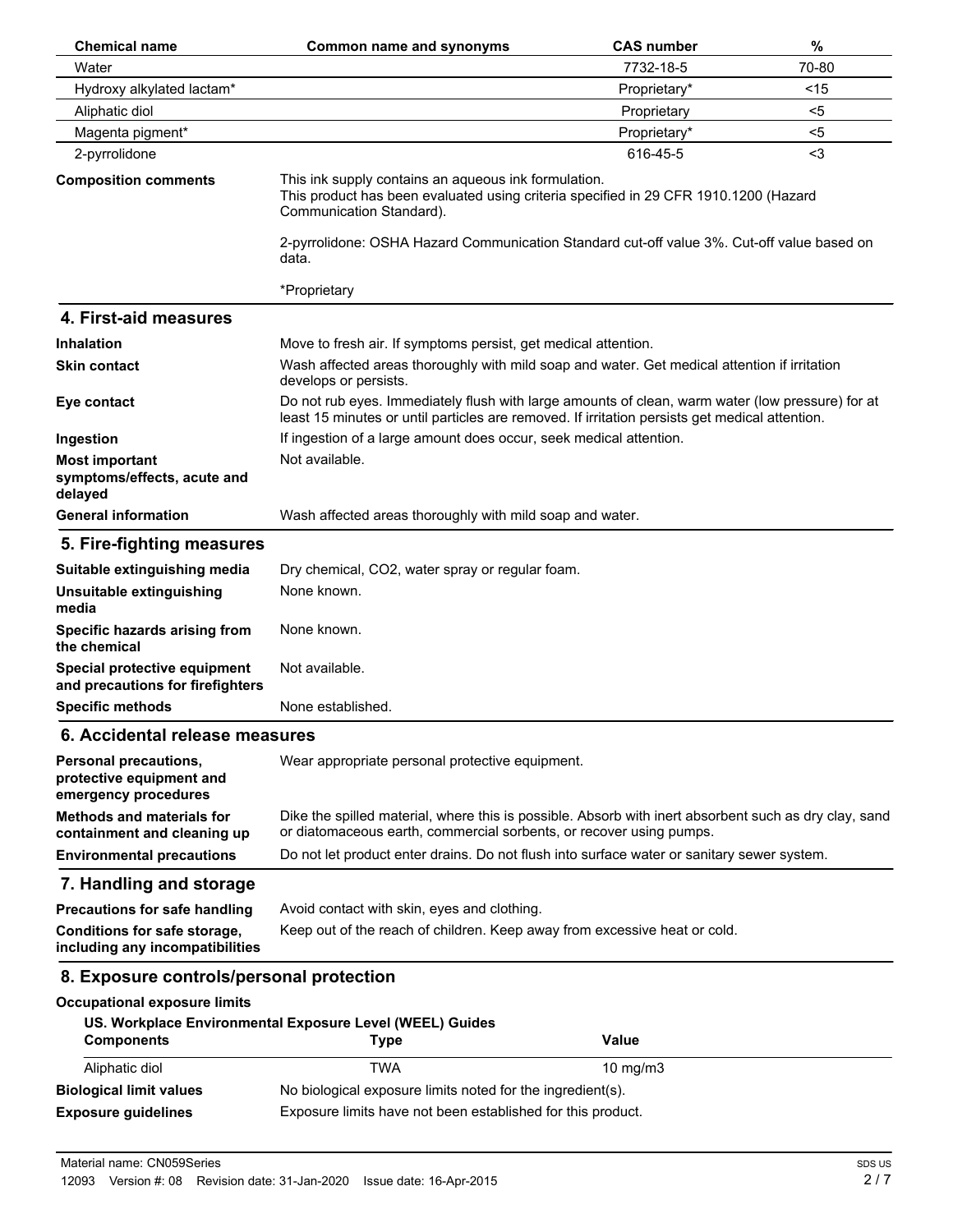| Chemical name | Common name and synonyms | CAS number | % |
|---|---|---|---|
| Water | | 7732-18-5 | 70-80 |
| Hydroxy alkylated lactam* | | Proprietary* | <15 |
| Aliphatic diol | | Proprietary | <5 |
| Magenta pigment* | | Proprietary* | <5 |
| 2-pyrrolidone | | 616-45-5 | <3 |

**Composition comments**

This ink supply contains an aqueous ink formulation.
This product has been evaluated using criteria specified in 29 CFR 1910.1200 (Hazard Communication Standard).

2-pyrrolidone: OSHA Hazard Communication Standard cut-off value 3%. Cut-off value based on data.

*Proprietary

## 4. First-aid measures

**Inhalation**
Move to fresh air. If symptoms persist, get medical attention.

**Skin contact**
Wash affected areas thoroughly with mild soap and water. Get medical attention if irritation develops or persists.

**Eye contact**
Do not rub eyes. Immediately flush with large amounts of clean, warm water (low pressure) for at least 15 minutes or until particles are removed. If irritation persists get medical attention.

**Ingestion**
If ingestion of a large amount does occur, seek medical attention.

**Most important symptoms/effects, acute and delayed**
Not available.

**General information**
Wash affected areas thoroughly with mild soap and water.

## 5. Fire-fighting measures

**Suitable extinguishing media**
Dry chemical, $CO_2$, water spray or regular foam.

**Unsuitable extinguishing media**
None known.

**Specific hazards arising from the chemical**
None known.

**Special protective equipment and precautions for firefighters**
Not available.

**Specific methods**
None established.

## 6. Accidental release measures

**Personal precautions, protective equipment and emergency procedures**
Wear appropriate personal protective equipment.

**Methods and materials for containment and cleaning up**
Dike the spilled material, where this is possible. Absorb with inert absorbent such as dry clay, sand or diatomaceous earth, commercial sorbents, or recover using pumps.

**Environmental precautions**
Do not let product enter drains. Do not flush into surface water or sanitary sewer system.

## 7. Handling and storage

**Precautions for safe handling**
Avoid contact with skin, eyes and clothing.

**Conditions for safe storage, including any incompatibilities**
Keep out of the reach of children. Keep away from excessive heat or cold.

## 8. Exposure controls/personal protection

**Occupational exposure limits**

**US. Workplace Environmental Exposure Level (WEEL) Guides**

| Components | Type | Value |
|---|---|---|
| Aliphatic diol | TWA | 10 mg/m3 |

**Biological limit values**
No biological exposure limits noted for the ingredient(s).

**Exposure guidelines**
Exposure limits have not been established for this product.

Material name: CN059Series
12093 Version #: 08 Revision date: 31-Jan-2020 Issue date: 16-Apr-2015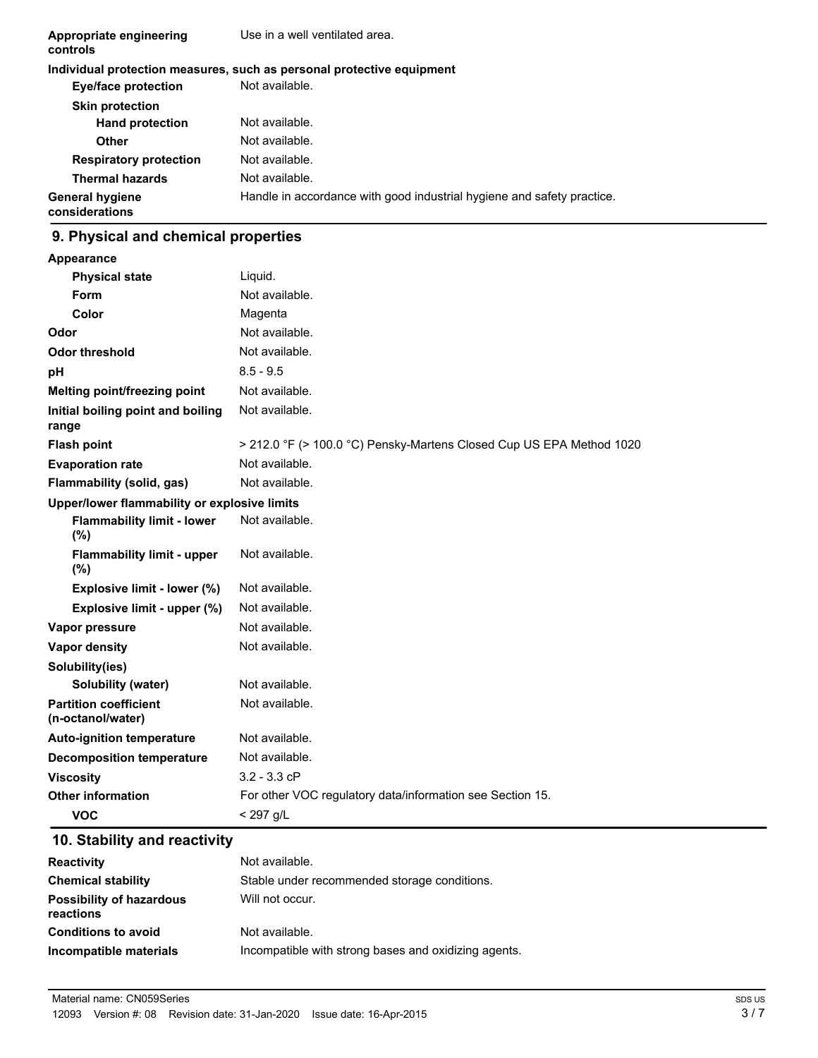| | |
|---|---|
| **Appropriate engineering controls** | Use in a well ventilated area. |

**Individual protection measures, such as personal protective equipment**

| | |
|---|---|
| **Eye/face protection** | Not available. |
| **Skin protection** | |
| **Hand protection** | Not available. |
| **Other** | Not available. |
| **Respiratory protection** | Not available. |
| **Thermal hazards** | Not available. |
| **General hygiene considerations** | Handle in accordance with good industrial hygiene and safety practice. |

## 9. Physical and chemical properties

| | |
|---|---|
| **Appearance** | |
| **Physical state** | Liquid. |
| **Form** | Not available. |
| **Color** | Magenta |
| **Odor** | Not available. |
| **Odor threshold** | Not available. |
| **pH** | 8.5 - 9.5 |
| **Melting point/freezing point** | Not available. |
| **Initial boiling point and boiling range** | Not available. |
| **Flash point** | > 212.0 °F (> 100.0 °C) Pensky-Martens Closed Cup US EPA Method 1020 |
| **Evaporation rate** | Not available. |
| **Flammability (solid, gas)** | Not available. |
| **Upper/lower flammability or explosive limits** | |
| **Flammability limit - lower (%)** | Not available. |
| **Flammability limit - upper (%)** | Not available. |
| **Explosive limit - lower (%)** | Not available. |
| **Explosive limit - upper (%)** | Not available. |
| **Vapor pressure** | Not available. |
| **Vapor density** | Not available. |
| **Solubility(ies)** | |
| **Solubility (water)** | Not available. |
| **Partition coefficient (n-octanol/water)** | Not available. |
| **Auto-ignition temperature** | Not available. |
| **Decomposition temperature** | Not available. |
| **Viscosity** | 3.2 - 3.3 cP |
| **Other information** | For other VOC regulatory data/information see Section 15. |
| **VOC** | < 297 g/L |

## 10. Stability and reactivity

| | |
|---|---|
| **Reactivity** | Not available. |
| **Chemical stability** | Stable under recommended storage conditions. |
| **Possibility of hazardous reactions** | Will not occur. |
| **Conditions to avoid** | Not available. |
| **Incompatible materials** | Incompatible with strong bases and oxidizing agents. |

Material name: CN059Series

12093 Version #: 08 Revision date: 31-Jan-2020 Issue date: 16-Apr-2015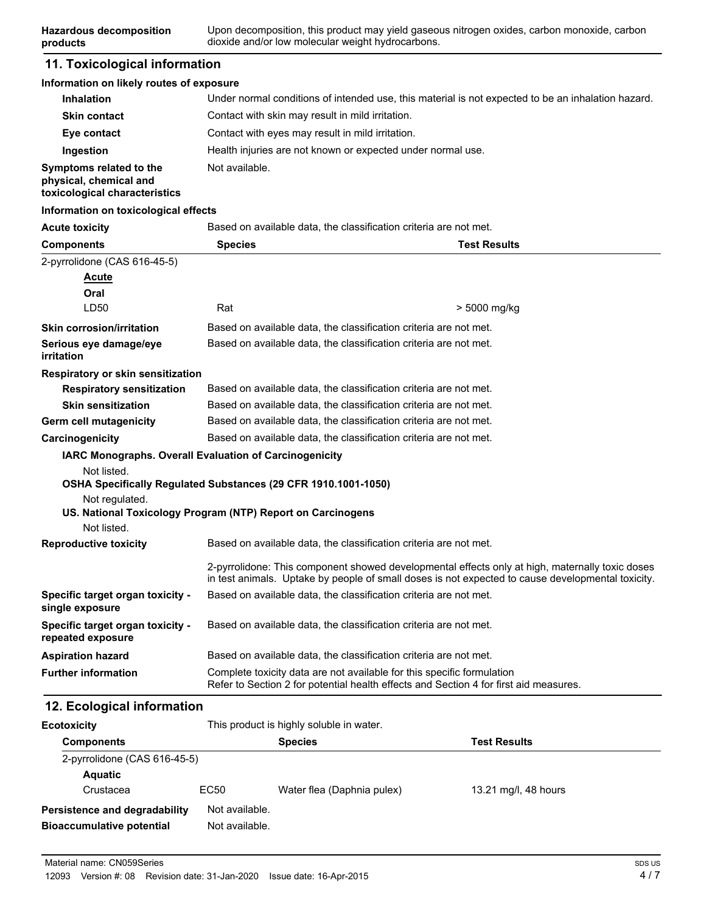**Hazardous decomposition products** Upon decomposition, this product may yield gaseous nitrogen oxides, carbon monoxide, carbon dioxide and/or low molecular weight hydrocarbons.

## 11. Toxicological information

**Information on likely routes of exposure**

**Inhalation** Under normal conditions of intended use, this material is not expected to be an inhalation hazard.

**Skin contact** Contact with skin may result in mild irritation.

**Eye contact** Contact with eyes may result in mild irritation.

**Ingestion** Health injuries are not known or expected under normal use.

**Symptoms related to the physical, chemical and toxicological characteristics** Not available.

**Information on toxicological effects**

**Acute toxicity** Based on available data, the classification criteria are not met.

| Components | Species | Test Results |
|---|---|---|
| 2-pyrrolidone (CAS 616-45-5) | | |
| **Acute** | | |
| **Oral** | | |
| LD50 | Rat | > 5000 mg/kg |

**Skin corrosion/irritation** Based on available data, the classification criteria are not met.

**Serious eye damage/eye irritation** Based on available data, the classification criteria are not met.

**Respiratory or skin sensitization**

**Respiratory sensitization** Based on available data, the classification criteria are not met.

**Skin sensitization** Based on available data, the classification criteria are not met.

**Germ cell mutagenicity** Based on available data, the classification criteria are not met.

**Carcinogenicity** Based on available data, the classification criteria are not met.

**IARC Monographs. Overall Evaluation of Carcinogenicity**

Not listed.

**OSHA Specifically Regulated Substances (29 CFR 1910.1001-1050)**

Not regulated.

**US. National Toxicology Program (NTP) Report on Carcinogens**

Not listed.

**Reproductive toxicity** Based on available data, the classification criteria are not met.

2-pyrrolidone: This component showed developmental effects only at high, maternally toxic doses in test animals. Uptake by people of small doses is not expected to cause developmental toxicity.

**Specific target organ toxicity - single exposure** Based on available data, the classification criteria are not met.

**Specific target organ toxicity - repeated exposure** Based on available data, the classification criteria are not met.

**Aspiration hazard** Based on available data, the classification criteria are not met.

**Further information** Complete toxicity data are not available for this specific formulation
Refer to Section 2 for potential health effects and Section 4 for first aid measures.

## 12. Ecological information

**Ecotoxicity** This product is highly soluble in water.

| Components | | Species | Test Results |
|---|---|---|---|
| 2-pyrrolidone (CAS 616-45-5) | | | |
| **Aquatic** | | | |
| Crustacea | EC50 | Water flea (Daphnia pulex) | 13.21 mg/l, 48 hours |

**Persistence and degradability** Not available.

**Bioaccumulative potential** Not available.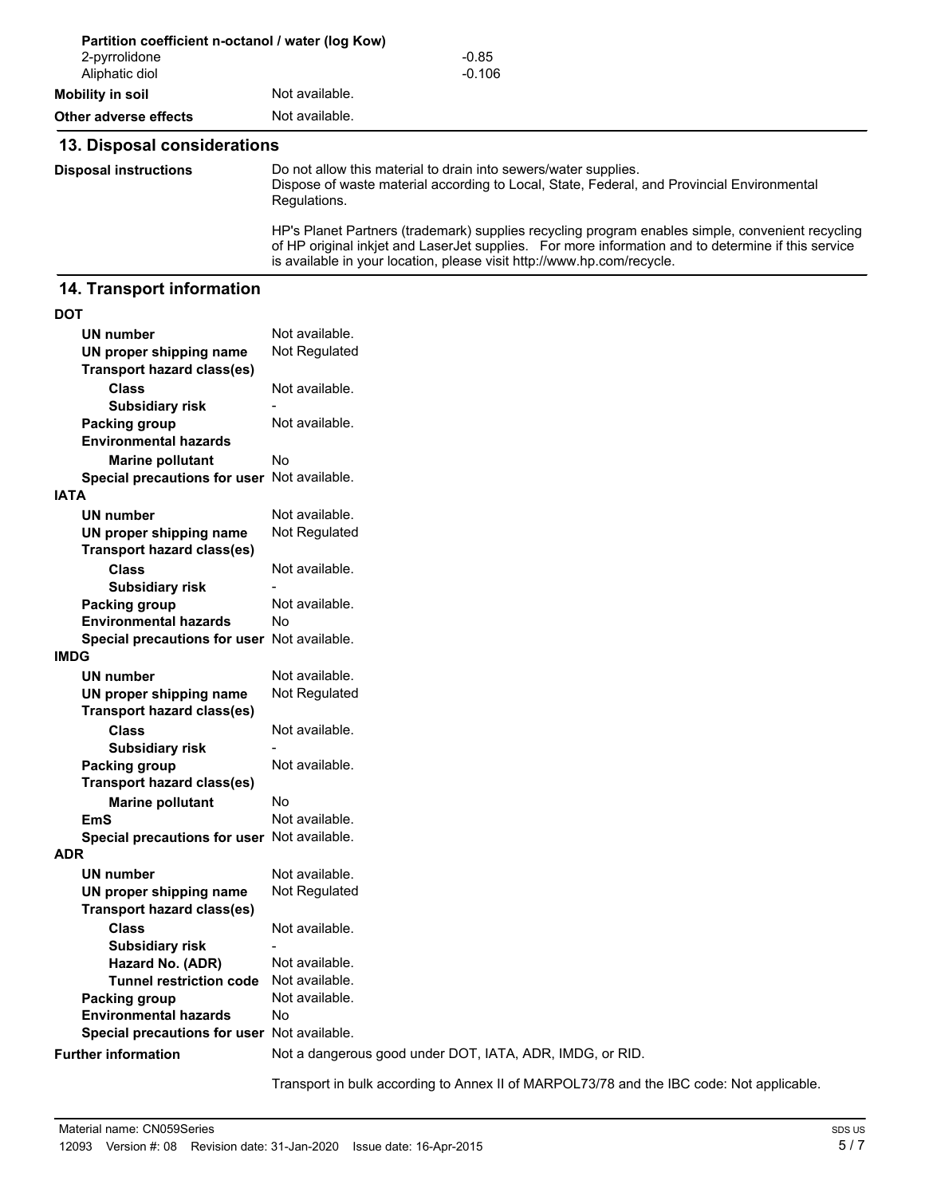**Partition coefficient n-octanol / water (log Kow)**

| | |
|---|---|
| 2-pyrrolidone | -0.85 |
| Aliphatic diol | -0.106 |

**Mobility in soil** Not available.

**Other adverse effects** Not available.

## 13. Disposal considerations

**Disposal instructions**

Do not allow this material to drain into sewers/water supplies.
Dispose of waste material according to Local, State, Federal, and Provincial Environmental Regulations.

HP's Planet Partners (trademark) supplies recycling program enables simple, convenient recycling of HP original inkjet and LaserJet supplies. For more information and to determine if this service is available in your location, please visit http://www.hp.com/recycle.

## 14. Transport information

**DOT**

| | |
|---|---|
| **UN number** | Not available. |
| **UN proper shipping name** | Not Regulated |
| **Transport hazard class(es)** | |
| **Class** | Not available. |
| **Subsidiary risk** | - |
| **Packing group** | Not available. |
| **Environmental hazards** | |
| **Marine pollutant** | No |
| **Special precautions for user** | Not available. |

**IATA**

| | |
|---|---|
| **UN number** | Not available. |
| **UN proper shipping name** | Not Regulated |
| **Transport hazard class(es)** | |
| **Class** | Not available. |
| **Subsidiary risk** | - |
| **Packing group** | Not available. |
| **Environmental hazards** | No |
| **Special precautions for user** | Not available. |

**IMDG**

| | |
|---|---|
| **UN number** | Not available. |
| **UN proper shipping name** | Not Regulated |
| **Transport hazard class(es)** | |
| **Class** | Not available. |
| **Subsidiary risk** | - |
| **Packing group** | Not available. |
| **Transport hazard class(es)** | |
| **Marine pollutant** | No |
| **EmS** | Not available. |
| **Special precautions for user** | Not available. |

**ADR**

| | |
|---|---|
| **UN number** | Not available. |
| **UN proper shipping name** | Not Regulated |
| **Transport hazard class(es)** | |
| **Class** | Not available. |
| **Subsidiary risk** | - |
| **Hazard No. (ADR)** | Not available. |
| **Tunnel restriction code** | Not available. |
| **Packing group** | Not available. |
| **Environmental hazards** | No |
| **Special precautions for user** | Not available. |

**Further information**

Not a dangerous good under DOT, IATA, ADR, IMDG, or RID.

Transport in bulk according to Annex II of MARPOL73/78 and the IBC code: Not applicable.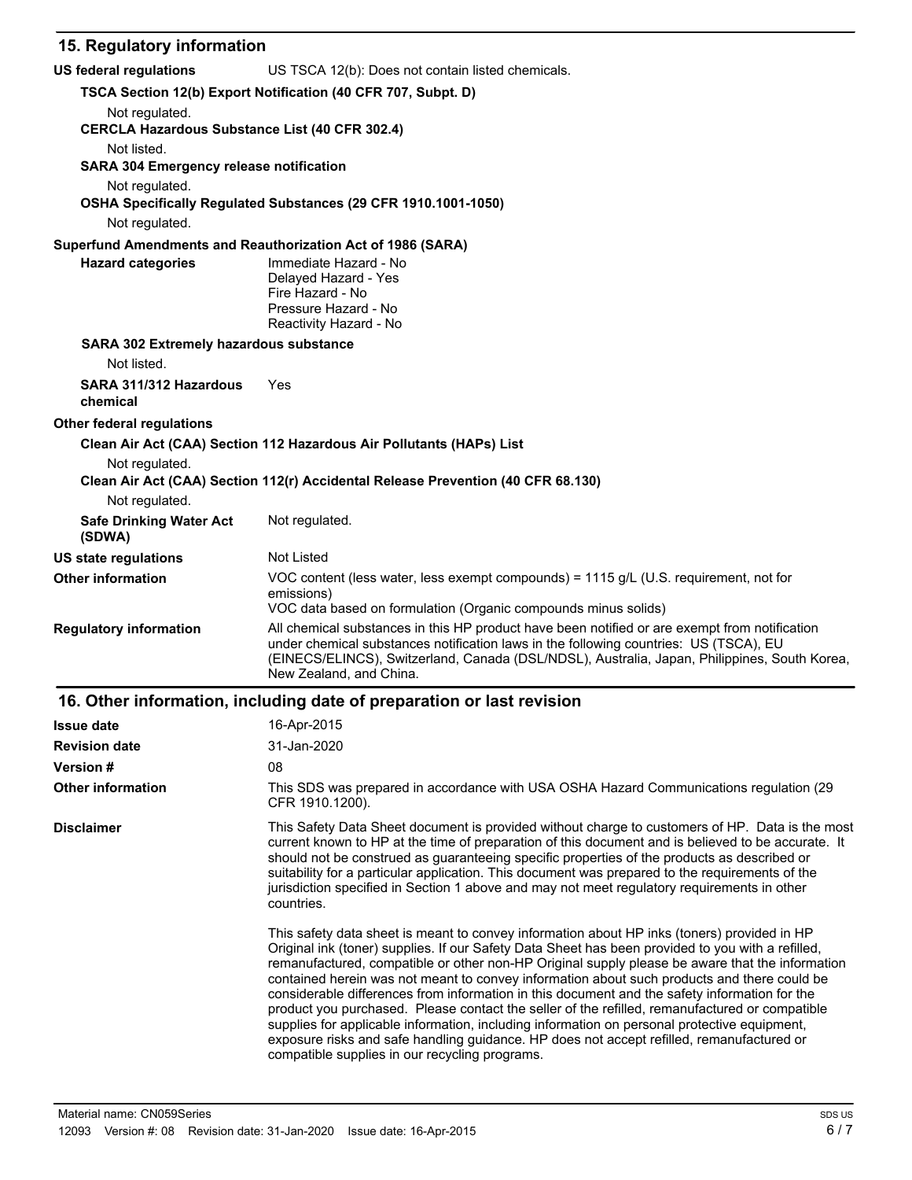## 15. Regulatory information

**US federal regulations** US TSCA 12(b): Does not contain listed chemicals.

**TSCA Section 12(b) Export Notification (40 CFR 707, Subpt. D)**

Not regulated.

**CERCLA Hazardous Substance List (40 CFR 302.4)**

Not listed.

**SARA 304 Emergency release notification**

Not regulated.

**OSHA Specifically Regulated Substances (29 CFR 1910.1001-1050)**

Not regulated.

**Superfund Amendments and Reauthorization Act of 1986 (SARA)**

**Hazard categories**
Immediate Hazard - No
Delayed Hazard - Yes
Fire Hazard - No
Pressure Hazard - No
Reactivity Hazard - No

**SARA 302 Extremely hazardous substance**

Not listed.

**SARA 311/312 Hazardous chemical** Yes

**Other federal regulations**

**Clean Air Act (CAA) Section 112 Hazardous Air Pollutants (HAPs) List**

Not regulated.

**Clean Air Act (CAA) Section 112(r) Accidental Release Prevention (40 CFR 68.130)**

Not regulated.

**Safe Drinking Water Act (SDWA)** Not regulated.

**US state regulations** Not Listed

**Other information** VOC content (less water, less exempt compounds) = 1115 g/L (U.S. requirement, not for emissions)
VOC data based on formulation (Organic compounds minus solids)

**Regulatory information** All chemical substances in this HP product have been notified or are exempt from notification under chemical substances notification laws in the following countries: US (TSCA), EU (EINECS/ELINCS), Switzerland, Canada (DSL/NDSL), Australia, Japan, Philippines, South Korea, New Zealand, and China.

## 16. Other information, including date of preparation or last revision

**Issue date** 16-Apr-2015

**Revision date** 31-Jan-2020

**Version #** 08

**Other information** This SDS was prepared in accordance with USA OSHA Hazard Communications regulation (29 CFR 1910.1200).

**Disclaimer** This Safety Data Sheet document is provided without charge to customers of HP. Data is the most current known to HP at the time of preparation of this document and is believed to be accurate. It should not be construed as guaranteeing specific properties of the products as described or suitability for a particular application. This document was prepared to the requirements of the jurisdiction specified in Section 1 above and may not meet regulatory requirements in other countries.

This safety data sheet is meant to convey information about HP inks (toners) provided in HP Original ink (toner) supplies. If our Safety Data Sheet has been provided to you with a refilled, remanufactured, compatible or other non-HP Original supply please be aware that the information contained herein was not meant to convey information about such products and there could be considerable differences from information in this document and the safety information for the product you purchased. Please contact the seller of the refilled, remanufactured or compatible supplies for applicable information, including information on personal protective equipment, exposure risks and safe handling guidance. HP does not accept refilled, remanufactured or compatible supplies in our recycling programs.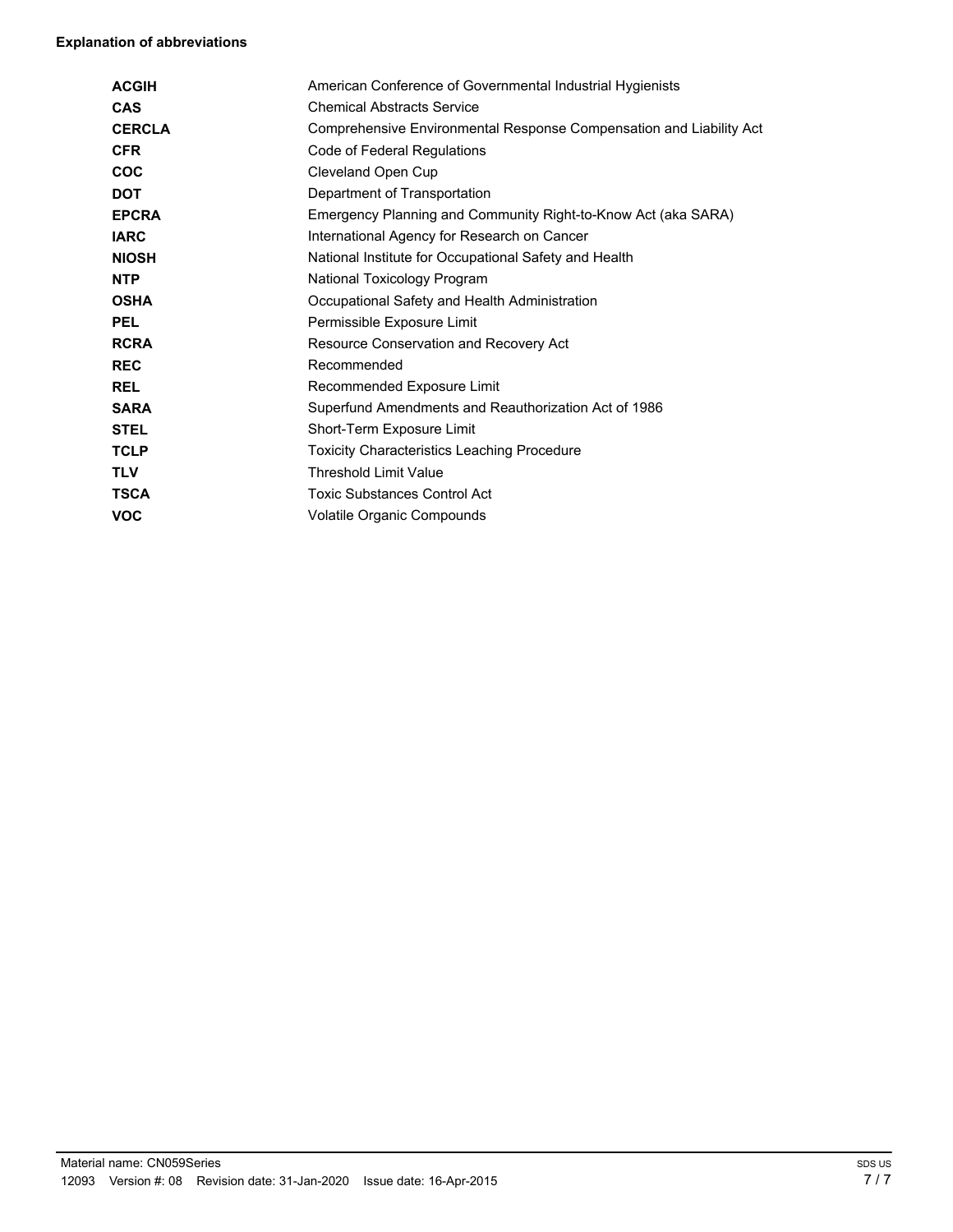**Explanation of abbreviations**

| | |
|---|---|
| **ACGIH** | American Conference of Governmental Industrial Hygienists |
| **CAS** | Chemical Abstracts Service |
| **CERCLA** | Comprehensive Environmental Response Compensation and Liability Act |
| **CFR** | Code of Federal Regulations |
| **COC** | Cleveland Open Cup |
| **DOT** | Department of Transportation |
| **EPCRA** | Emergency Planning and Community Right-to-Know Act (aka SARA) |
| **IARC** | International Agency for Research on Cancer |
| **NIOSH** | National Institute for Occupational Safety and Health |
| **NTP** | National Toxicology Program |
| **OSHA** | Occupational Safety and Health Administration |
| **PEL** | Permissible Exposure Limit |
| **RCRA** | Resource Conservation and Recovery Act |
| **REC** | Recommended |
| **REL** | Recommended Exposure Limit |
| **SARA** | Superfund Amendments and Reauthorization Act of 1986 |
| **STEL** | Short-Term Exposure Limit |
| **TCLP** | Toxicity Characteristics Leaching Procedure |
| **TLV** | Threshold Limit Value |
| **TSCA** | Toxic Substances Control Act |
| **VOC** | Volatile Organic Compounds |